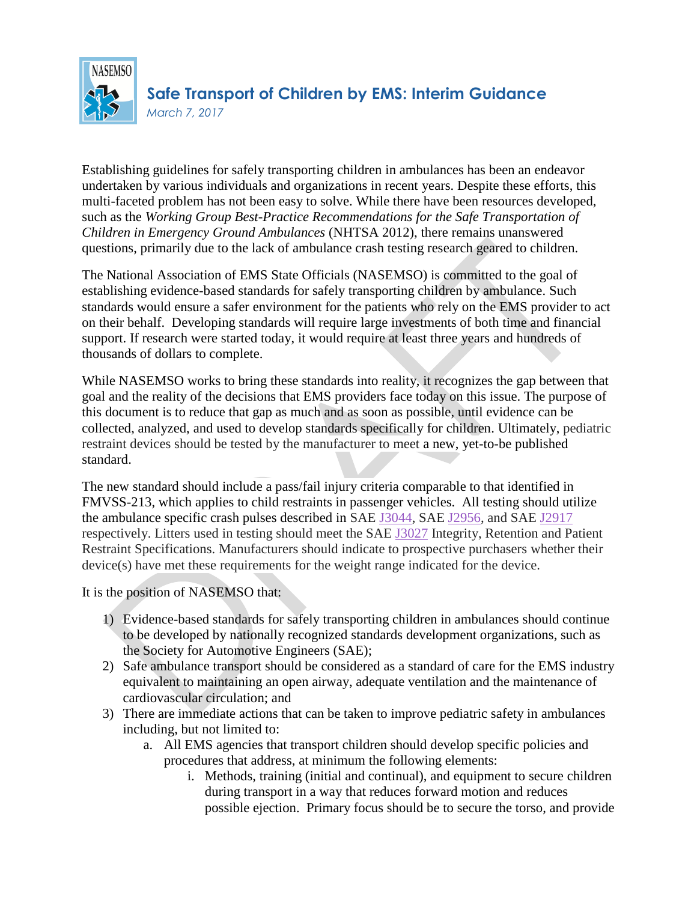# Safe Transport of Children by EMS: Interim Guidance

*March 7, 2017*

Establishing guidelines for safely transporting children in ambulances has been an endeavor undertaken by various individuals and organizations in recent years. Despite these efforts, this multi-faceted problem has not been easy to solve. While there have been resources developed, such as the *Working Group Best-Practice Recommendations for the Safe Transportation of Children in Emergency Ground Ambulances* (NHTSA 2012), there remains unanswered questions, primarily due to the lack of ambulance crash testing research geared to children.

The National Association of EMS State Officials (NASEMSO) is committed to the goal of establishing evidence-based standards for safely transporting children by ambulance. Such standards would ensure a safer environment for the patients who rely on the EMS provider to act on their behalf. Developing standards will require large investments of both time and financial support. If research were started today, it would require at least three years and hundreds of thousands of dollars to complete.

While NASEMSO works to bring these standards into reality, it recognizes the gap between that goal and the reality of the decisions that EMS providers face today on this issue. The purpose of this document is to reduce that gap as much and as soon as possible, until evidence can be collected, analyzed, and used to develop standards specifically for children. Ultimately, pediatric restraint devices should be tested by the manufacturer to meet a new, yet-to-be published standard.

The new standard should include a pass/fail injury criteria comparable to that identified in FMVSS-213, which applies to child restraints in passenger vehicles. All testing should utilize the ambulance specific crash pulses described in SAE J3044, SAE J2956, and SAE J2917 respectively. Litters used in testing should meet the SAE J3027 Integrity, Retention and Patient Restraint Specifications. Manufacturers should indicate to prospective purchasers whether their device(s) have met these requirements for the weight range indicated for the device.

It is the position of NASEMSO that:

1) Evidence-based standards for safely transporting children in ambulances should continue to be developed by nationally recognized standards development organizations, such as the Society for Automotive Engineers (SAE);
2) Safe ambulance transport should be considered as a standard of care for the EMS industry equivalent to maintaining an open airway, adequate ventilation and the maintenance of cardiovascular circulation; and
3) There are immediate actions that can be taken to improve pediatric safety in ambulances including, but not limited to:
   a. All EMS agencies that transport children should develop specific policies and procedures that address, at minimum the following elements:
      i. Methods, training (initial and continual), and equipment to secure children during transport in a way that reduces forward motion and reduces possible ejection. Primary focus should be to secure the torso, and provide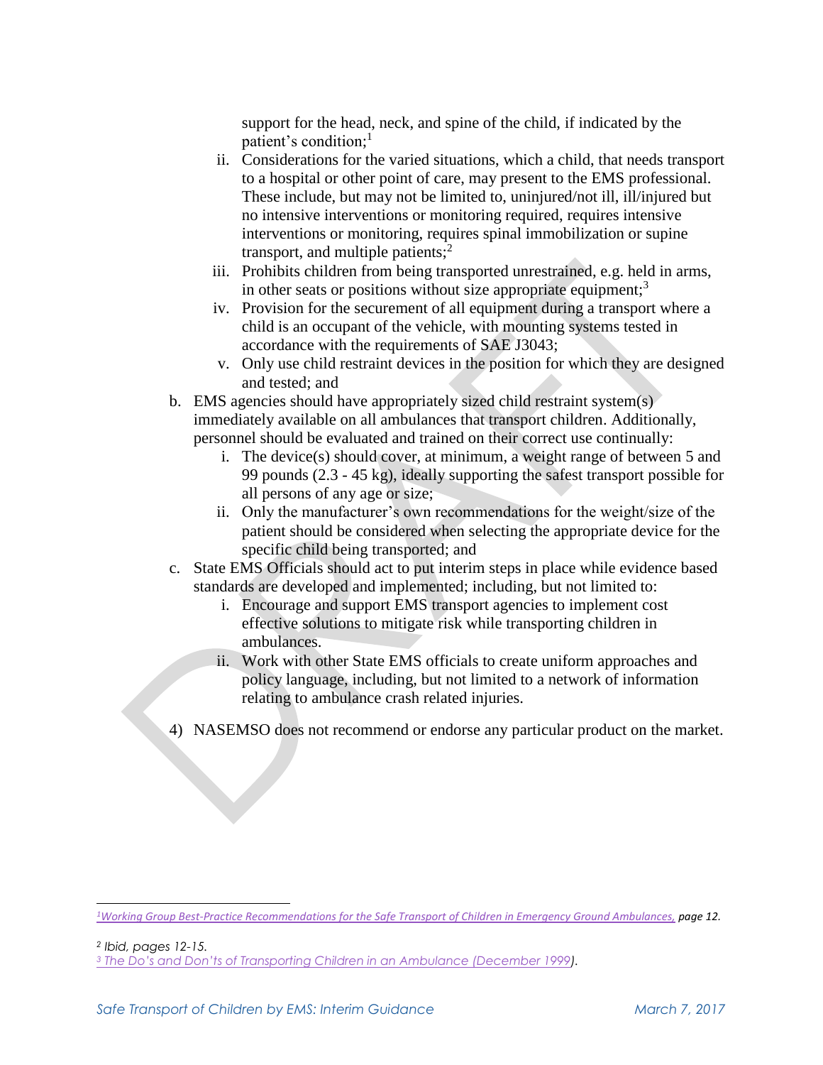support for the head, neck, and spine of the child, if indicated by the patient's condition;[1]

ii. Considerations for the varied situations, which a child, that needs transport to a hospital or other point of care, may present to the EMS professional. These include, but may not be limited to, uninjured/not ill, ill/injured but no intensive interventions or monitoring required, requires intensive interventions or monitoring, requires spinal immobilization or supine transport, and multiple patients;[2]

iii. Prohibits children from being transported unrestrained, e.g. held in arms, in other seats or positions without size appropriate equipment;[3]

iv. Provision for the securement of all equipment during a transport where a child is an occupant of the vehicle, with mounting systems tested in accordance with the requirements of SAE J3043;

v. Only use child restraint devices in the position for which they are designed and tested; and

b. EMS agencies should have appropriately sized child restraint system(s) immediately available on all ambulances that transport children. Additionally, personnel should be evaluated and trained on their correct use continually:

i. The device(s) should cover, at minimum, a weight range of between 5 and 99 pounds (2.3 - 45 kg), ideally supporting the safest transport possible for all persons of any age or size;

ii. Only the manufacturer's own recommendations for the weight/size of the patient should be considered when selecting the appropriate device for the specific child being transported; and

c. State EMS Officials should act to put interim steps in place while evidence based standards are developed and implemented; including, but not limited to:

i. Encourage and support EMS transport agencies to implement cost effective solutions to mitigate risk while transporting children in ambulances.

ii. Work with other State EMS officials to create uniform approaches and policy language, including, but not limited to a network of information relating to ambulance crash related injuries.

4) NASEMSO does not recommend or endorse any particular product on the market.

---

[1] *Working Group Best-Practice Recommendations for the Safe Transport of Children in Emergency Ground Ambulances, page 12.*

[2] *Ibid, pages 12-15.*

[3] *The Do's and Don'ts of Transporting Children in an Ambulance (December 1999).*